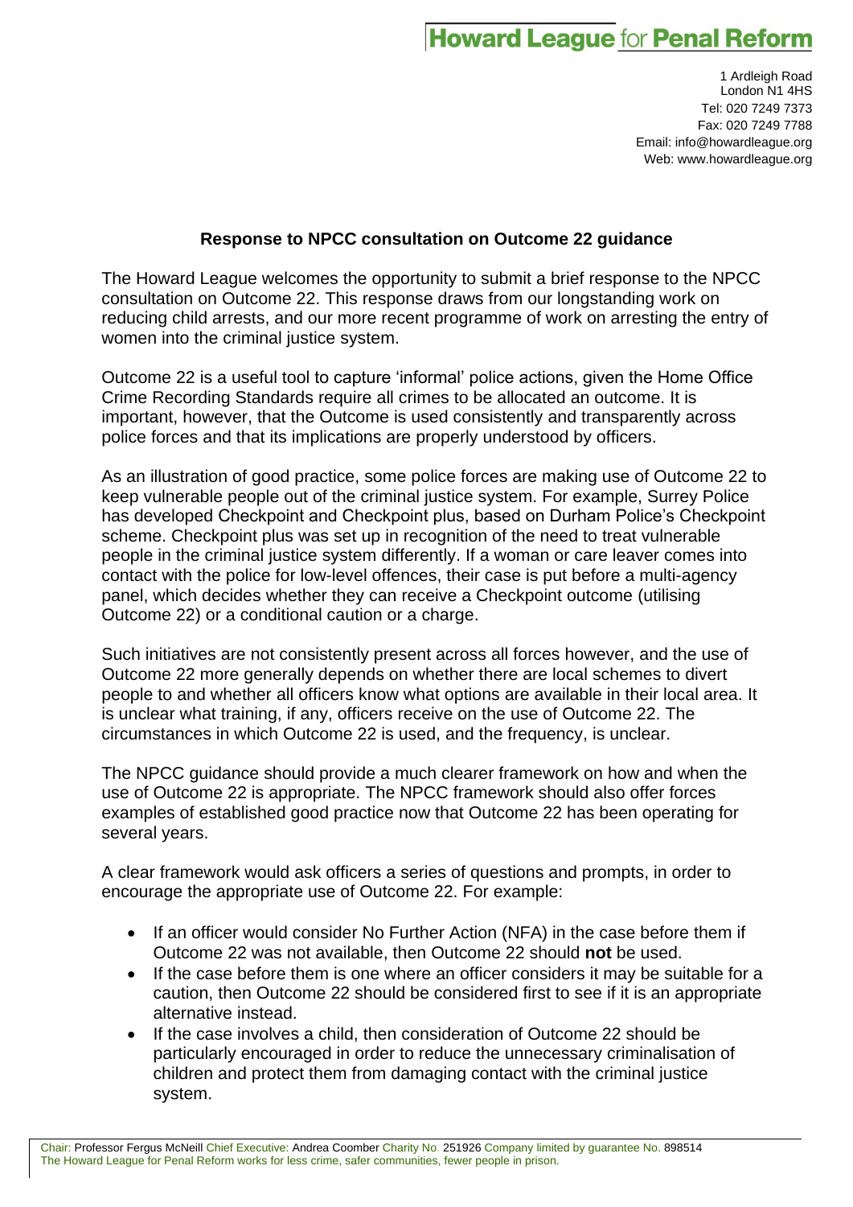Howard League for Penal Reform

1 Ardleigh Road
London N1 4HS
Tel: 020 7249 7373
Fax: 020 7249 7788
Email: info@howardleague.org
Web: www.howardleague.org

## Response to NPCC consultation on Outcome 22 guidance

The Howard League welcomes the opportunity to submit a brief response to the NPCC consultation on Outcome 22. This response draws from our longstanding work on reducing child arrests, and our more recent programme of work on arresting the entry of women into the criminal justice system.

Outcome 22 is a useful tool to capture 'informal' police actions, given the Home Office Crime Recording Standards require all crimes to be allocated an outcome. It is important, however, that the Outcome is used consistently and transparently across police forces and that its implications are properly understood by officers.

As an illustration of good practice, some police forces are making use of Outcome 22 to keep vulnerable people out of the criminal justice system. For example, Surrey Police has developed Checkpoint and Checkpoint plus, based on Durham Police's Checkpoint scheme. Checkpoint plus was set up in recognition of the need to treat vulnerable people in the criminal justice system differently. If a woman or care leaver comes into contact with the police for low-level offences, their case is put before a multi-agency panel, which decides whether they can receive a Checkpoint outcome (utilising Outcome 22) or a conditional caution or a charge.

Such initiatives are not consistently present across all forces however, and the use of Outcome 22 more generally depends on whether there are local schemes to divert people to and whether all officers know what options are available in their local area. It is unclear what training, if any, officers receive on the use of Outcome 22. The circumstances in which Outcome 22 is used, and the frequency, is unclear.

The NPCC guidance should provide a much clearer framework on how and when the use of Outcome 22 is appropriate. The NPCC framework should also offer forces examples of established good practice now that Outcome 22 has been operating for several years.

A clear framework would ask officers a series of questions and prompts, in order to encourage the appropriate use of Outcome 22. For example:

- If an officer would consider No Further Action (NFA) in the case before them if Outcome 22 was not available, then Outcome 22 should **not** be used.
- If the case before them is one where an officer considers it may be suitable for a caution, then Outcome 22 should be considered first to see if it is an appropriate alternative instead.
- If the case involves a child, then consideration of Outcome 22 should be particularly encouraged in order to reduce the unnecessary criminalisation of children and protect them from damaging contact with the criminal justice system.

Chair: Professor Fergus McNeill Chief Executive: Andrea Coomber Charity No. 251926 Company limited by guarantee No. 898514
The Howard League for Penal Reform works for less crime, safer communities, fewer people in prison.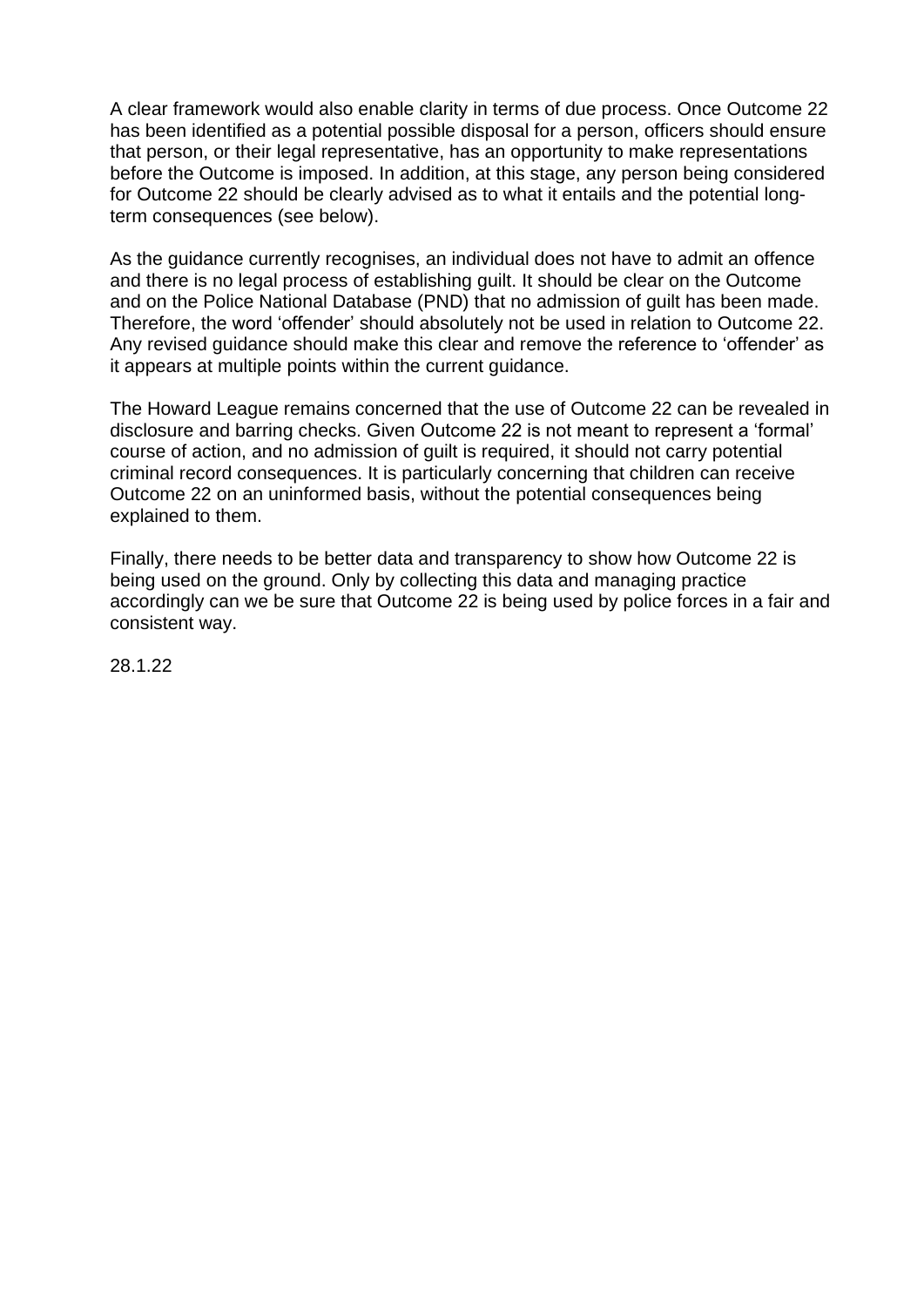A clear framework would also enable clarity in terms of due process. Once Outcome 22 has been identified as a potential possible disposal for a person, officers should ensure that person, or their legal representative, has an opportunity to make representations before the Outcome is imposed. In addition, at this stage, any person being considered for Outcome 22 should be clearly advised as to what it entails and the potential long-term consequences (see below).

As the guidance currently recognises, an individual does not have to admit an offence and there is no legal process of establishing guilt. It should be clear on the Outcome and on the Police National Database (PND) that no admission of guilt has been made. Therefore, the word 'offender' should absolutely not be used in relation to Outcome 22. Any revised guidance should make this clear and remove the reference to 'offender' as it appears at multiple points within the current guidance.

The Howard League remains concerned that the use of Outcome 22 can be revealed in disclosure and barring checks. Given Outcome 22 is not meant to represent a 'formal' course of action, and no admission of guilt is required, it should not carry potential criminal record consequences. It is particularly concerning that children can receive Outcome 22 on an uninformed basis, without the potential consequences being explained to them.

Finally, there needs to be better data and transparency to show how Outcome 22 is being used on the ground. Only by collecting this data and managing practice accordingly can we be sure that Outcome 22 is being used by police forces in a fair and consistent way.

28.1.22